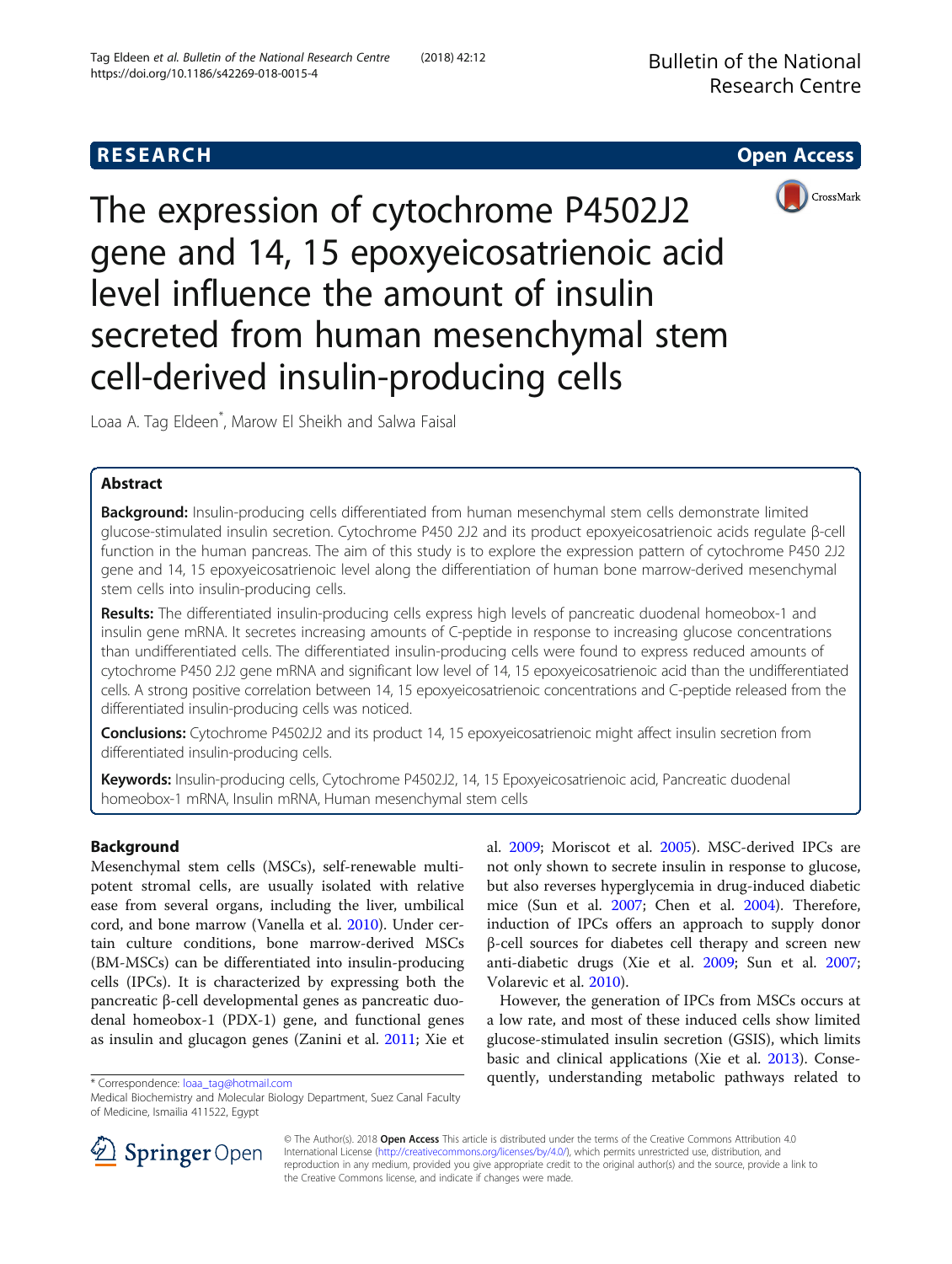RESEARCH

Open Access

# The expression of cytochrome P4502J2 gene and 14, 15 epoxyeicosatrienoic acid level influence the amount of insulin secreted from human mesenchymal stem cell-derived insulin-producing cells

Loaa A. Tag Eldeen*, Marow El Sheikh and Salwa Faisal

## Abstract

**Background:** Insulin-producing cells differentiated from human mesenchymal stem cells demonstrate limited glucose-stimulated insulin secretion. Cytochrome P450 2J2 and its product epoxyeicosatrienoic acids regulate β-cell function in the human pancreas. The aim of this study is to explore the expression pattern of cytochrome P450 2J2 gene and 14, 15 epoxyeicosatrienoic level along the differentiation of human bone marrow-derived mesenchymal stem cells into insulin-producing cells.

**Results:** The differentiated insulin-producing cells express high levels of pancreatic duodenal homeobox-1 and insulin gene mRNA. It secretes increasing amounts of C-peptide in response to increasing glucose concentrations than undifferentiated cells. The differentiated insulin-producing cells were found to express reduced amounts of cytochrome P450 2J2 gene mRNA and significant low level of 14, 15 epoxyeicosatrienoic acid than the undifferentiated cells. A strong positive correlation between 14, 15 epoxyeicosatrienoic concentrations and C-peptide released from the differentiated insulin-producing cells was noticed.

**Conclusions:** Cytochrome P4502J2 and its product 14, 15 epoxyeicosatrienoic might affect insulin secretion from differentiated insulin-producing cells.

**Keywords:** Insulin-producing cells, Cytochrome P4502J2, 14, 15 Epoxyeicosatrienoic acid, Pancreatic duodenal homeobox-1 mRNA, Insulin mRNA, Human mesenchymal stem cells

## Background

Mesenchymal stem cells (MSCs), self-renewable multipotent stromal cells, are usually isolated with relative ease from several organs, including the liver, umbilical cord, and bone marrow (Vanella et al. 2010). Under certain culture conditions, bone marrow-derived MSCs (BM-MSCs) can be differentiated into insulin-producing cells (IPCs). It is characterized by expressing both the pancreatic β-cell developmental genes as pancreatic duodenal homeobox-1 (PDX-1) gene, and functional genes as insulin and glucagon genes (Zanini et al. 2011; Xie et al. 2009; Moriscot et al. 2005). MSC-derived IPCs are not only shown to secrete insulin in response to glucose, but also reverses hyperglycemia in drug-induced diabetic mice (Sun et al. 2007; Chen et al. 2004). Therefore, induction of IPCs offers an approach to supply donor β-cell sources for diabetes cell therapy and screen new anti-diabetic drugs (Xie et al. 2009; Sun et al. 2007; Volarevic et al. 2010).

However, the generation of IPCs from MSCs occurs at a low rate, and most of these induced cells show limited glucose-stimulated insulin secretion (GSIS), which limits basic and clinical applications (Xie et al. 2013). Consequently, understanding metabolic pathways related to

* Correspondence: loaa_tag@hotmail.com
Medical Biochemistry and Molecular Biology Department, Suez Canal Faculty of Medicine, Ismailia 411522, Egypt

© The Author(s). 2018 **Open Access** This article is distributed under the terms of the Creative Commons Attribution 4.0 International License (http://creativecommons.org/licenses/by/4.0/), which permits unrestricted use, distribution, and reproduction in any medium, provided you give appropriate credit to the original author(s) and the source, provide a link to the Creative Commons license, and indicate if changes were made.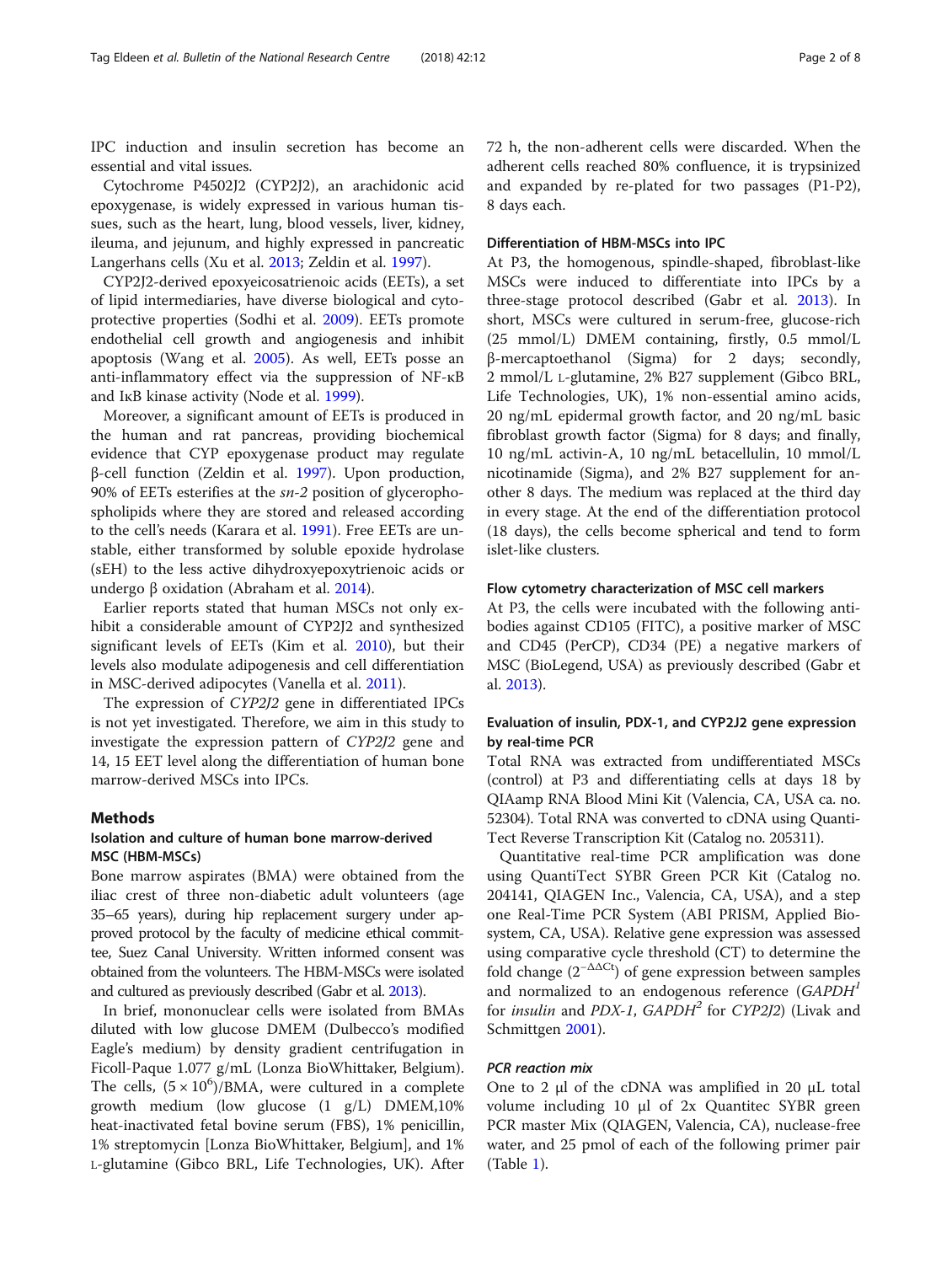IPC induction and insulin secretion has become an essential and vital issues.

Cytochrome P4502J2 (CYP2J2), an arachidonic acid epoxygenase, is widely expressed in various human tissues, such as the heart, lung, blood vessels, liver, kidney, ileuma, and jejunum, and highly expressed in pancreatic Langerhans cells (Xu et al. 2013; Zeldin et al. 1997).

CYP2J2-derived epoxyeicosatrienoic acids (EETs), a set of lipid intermediaries, have diverse biological and cytoprotective properties (Sodhi et al. 2009). EETs promote endothelial cell growth and angiogenesis and inhibit apoptosis (Wang et al. 2005). As well, EETs posse an anti-inflammatory effect via the suppression of NF-κB and IκB kinase activity (Node et al. 1999).

Moreover, a significant amount of EETs is produced in the human and rat pancreas, providing biochemical evidence that CYP epoxygenase product may regulate β-cell function (Zeldin et al. 1997). Upon production, 90% of EETs esterifies at the *sn-2* position of glycerophospholipids where they are stored and released according to the cell's needs (Karara et al. 1991). Free EETs are unstable, either transformed by soluble epoxide hydrolase (sEH) to the less active dihydroxyepoxytrienoic acids or undergo β oxidation (Abraham et al. 2014).

Earlier reports stated that human MSCs not only exhibit a considerable amount of CYP2J2 and synthesized significant levels of EETs (Kim et al. 2010), but their levels also modulate adipogenesis and cell differentiation in MSC-derived adipocytes (Vanella et al. 2011).

The expression of *CYP2J2* gene in differentiated IPCs is not yet investigated. Therefore, we aim in this study to investigate the expression pattern of *CYP2J2* gene and 14, 15 EET level along the differentiation of human bone marrow-derived MSCs into IPCs.

## Methods

### Isolation and culture of human bone marrow-derived MSC (HBM-MSCs)

Bone marrow aspirates (BMA) were obtained from the iliac crest of three non-diabetic adult volunteers (age 35–65 years), during hip replacement surgery under approved protocol by the faculty of medicine ethical committee, Suez Canal University. Written informed consent was obtained from the volunteers. The HBM-MSCs were isolated and cultured as previously described (Gabr et al. 2013).

In brief, mononuclear cells were isolated from BMAs diluted with low glucose DMEM (Dulbecco's modified Eagle's medium) by density gradient centrifugation in Ficoll-Paque 1.077 g/mL (Lonza BioWhittaker, Belgium). The cells, $(5 \times 10^6)$/BMA, were cultured in a complete growth medium (low glucose (1 g/L) DMEM,10% heat-inactivated fetal bovine serum (FBS), 1% penicillin, 1% streptomycin [Lonza BioWhittaker, Belgium], and 1% L-glutamine (Gibco BRL, Life Technologies, UK). After 72 h, the non-adherent cells were discarded. When the adherent cells reached 80% confluence, it is trypsinized and expanded by re-plated for two passages (P1-P2), 8 days each.

### Differentiation of HBM-MSCs into IPC

At P3, the homogenous, spindle-shaped, fibroblast-like MSCs were induced to differentiate into IPCs by a three-stage protocol described (Gabr et al. 2013). In short, MSCs were cultured in serum-free, glucose-rich (25 mmol/L) DMEM containing, firstly, 0.5 mmol/L β-mercaptoethanol (Sigma) for 2 days; secondly, 2 mmol/L L-glutamine, 2% B27 supplement (Gibco BRL, Life Technologies, UK), 1% non-essential amino acids, 20 ng/mL epidermal growth factor, and 20 ng/mL basic fibroblast growth factor (Sigma) for 8 days; and finally, 10 ng/mL activin-A, 10 ng/mL betacellulin, 10 mmol/L nicotinamide (Sigma), and 2% B27 supplement for another 8 days. The medium was replaced at the third day in every stage. At the end of the differentiation protocol (18 days), the cells become spherical and tend to form islet-like clusters.

### Flow cytometry characterization of MSC cell markers

At P3, the cells were incubated with the following antibodies against CD105 (FITC), a positive marker of MSC and CD45 (PerCP), CD34 (PE) a negative markers of MSC (BioLegend, USA) as previously described (Gabr et al. 2013).

### Evaluation of insulin, PDX-1, and CYP2J2 gene expression by real-time PCR

Total RNA was extracted from undifferentiated MSCs (control) at P3 and differentiating cells at days 18 by QIAamp RNA Blood Mini Kit (Valencia, CA, USA ca. no. 52304). Total RNA was converted to cDNA using QuantiTect Reverse Transcription Kit (Catalog no. 205311).

Quantitative real-time PCR amplification was done using QuantiTect SYBR Green PCR Kit (Catalog no. 204141, QIAGEN Inc., Valencia, CA, USA), and a step one Real-Time PCR System (ABI PRISM, Applied Biosystem, CA, USA). Relative gene expression was assessed using comparative cycle threshold (CT) to determine the fold change ($2^{-\Delta\Delta Ct}$) of gene expression between samples and normalized to an endogenous reference (*GAPDH*[1] for *insulin* and *PDX-1*, *GAPDH*[2] for *CYP2J2*) (Livak and Schmittgen 2001).

#### PCR reaction mix

One to 2 μl of the cDNA was amplified in 20 μL total volume including 10 μl of 2x Quantitec SYBR green PCR master Mix (QIAGEN, Valencia, CA), nuclease-free water, and 25 pmol of each of the following primer pair (Table 1).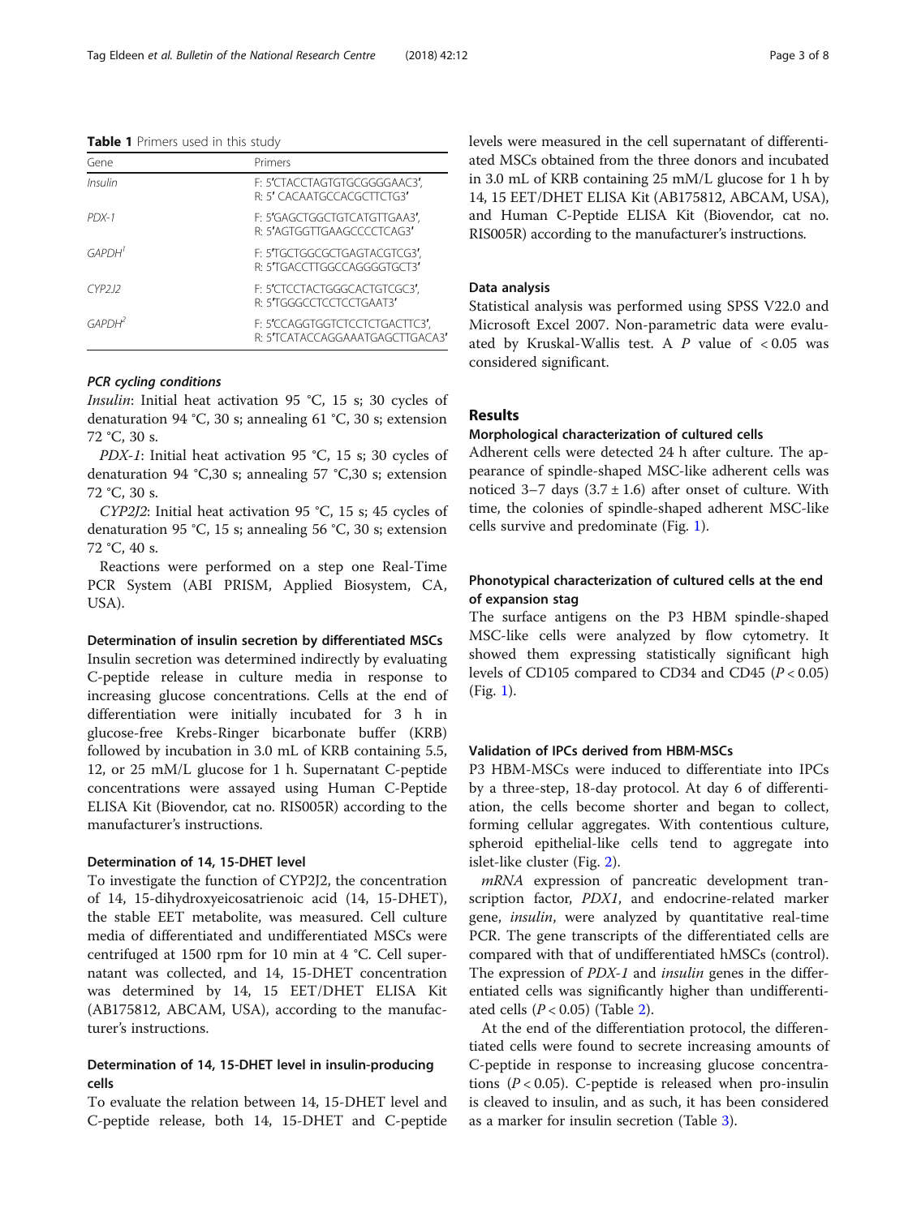**Table 1** Primers used in this study

| Gene | Primers |
| --- | --- |
| *Insulin* | F: 5′CTACCTAGTGTGCGGGGAAC3′, R: 5′ CACAATGCCACGCTTCTG3′ |
| *PDX-1* | F: 5′GAGCTGGCTGTCATGTTGAA3′, R: 5′AGTGGTTGAAGCCCCTCAG3′ |
| *GAPDH*[1] | F: 5′TGCTGGCGCTGAGTACGTCG3′, R: 5′TGACCTTGGCCAGGGGTGCT3′ |
| *CYP2J2* | F: 5′CTCCTACTGGGCACTGTCGC3′, R: 5′TGGGCCTCCTCCTGAAT3′ |
| *GAPDH*[2] | F: 5′CCAGGTGGTCTCCTCTGACTTC3′, R: 5′TCATACCAGGAAATGAGCTTGACA3′ |

#### PCR cycling conditions

*Insulin*: Initial heat activation 95 °C, 15 s; 30 cycles of denaturation 94 °C, 30 s; annealing 61 °C, 30 s; extension 72 °C, 30 s.

*PDX-1*: Initial heat activation 95 °C, 15 s; 30 cycles of denaturation 94 °C,30 s; annealing 57 °C,30 s; extension 72 °C, 30 s.

*CYP2J2*: Initial heat activation 95 °C, 15 s; 45 cycles of denaturation 95 °C, 15 s; annealing 56 °C, 30 s; extension 72 °C, 40 s.

Reactions were performed on a step one Real-Time PCR System (ABI PRISM, Applied Biosystem, CA, USA).

### Determination of insulin secretion by differentiated MSCs

Insulin secretion was determined indirectly by evaluating C-peptide release in culture media in response to increasing glucose concentrations. Cells at the end of differentiation were initially incubated for 3 h in glucose-free Krebs-Ringer bicarbonate buffer (KRB) followed by incubation in 3.0 mL of KRB containing 5.5, 12, or 25 mM/L glucose for 1 h. Supernatant C-peptide concentrations were assayed using Human C-Peptide ELISA Kit (Biovendor, cat no. RIS005R) according to the manufacturer's instructions.

### Determination of 14, 15-DHET level

To investigate the function of CYP2J2, the concentration of 14, 15-dihydroxyeicosatrienoic acid (14, 15-DHET), the stable EET metabolite, was measured. Cell culture media of differentiated and undifferentiated MSCs were centrifuged at 1500 rpm for 10 min at 4 °C. Cell supernatant was collected, and 14, 15-DHET concentration was determined by 14, 15 EET/DHET ELISA Kit (AB175812, ABCAM, USA), according to the manufacturer's instructions.

### Determination of 14, 15-DHET level in insulin-producing cells

To evaluate the relation between 14, 15-DHET level and C-peptide release, both 14, 15-DHET and C-peptide levels were measured in the cell supernatant of differentiated MSCs obtained from the three donors and incubated in 3.0 mL of KRB containing 25 mM/L glucose for 1 h by 14, 15 EET/DHET ELISA Kit (AB175812, ABCAM, USA), and Human C-Peptide ELISA Kit (Biovendor, cat no. RIS005R) according to the manufacturer's instructions.

### Data analysis

Statistical analysis was performed using SPSS V22.0 and Microsoft Excel 2007. Non-parametric data were evaluated by Kruskal-Wallis test. A $P$ value of $< 0.05$ was considered significant.

## Results

### Morphological characterization of cultured cells

Adherent cells were detected 24 h after culture. The appearance of spindle-shaped MSC-like adherent cells was noticed 3–7 days ($3.7 \pm 1.6$) after onset of culture. With time, the colonies of spindle-shaped adherent MSC-like cells survive and predominate (Fig. 1).

### Phonotypical characterization of cultured cells at the end of expansion stag

The surface antigens on the P3 HBM spindle-shaped MSC-like cells were analyzed by flow cytometry. It showed them expressing statistically significant high levels of CD105 compared to CD34 and CD45 ($P < 0.05$) (Fig. 1).

### Validation of IPCs derived from HBM-MSCs

P3 HBM-MSCs were induced to differentiate into IPCs by a three-step, 18-day protocol. At day 6 of differentiation, the cells become shorter and began to collect, forming cellular aggregates. With contentious culture, spheroid epithelial-like cells tend to aggregate into islet-like cluster (Fig. 2).

*mRNA* expression of pancreatic development transcription factor, *PDX1*, and endocrine-related marker gene, *insulin*, were analyzed by quantitative real-time PCR. The gene transcripts of the differentiated cells are compared with that of undifferentiated hMSCs (control). The expression of *PDX-1* and *insulin* genes in the differentiated cells was significantly higher than undifferentiated cells ($P < 0.05$) (Table 2).

At the end of the differentiation protocol, the differentiated cells were found to secrete increasing amounts of C-peptide in response to increasing glucose concentrations ($P < 0.05$). C-peptide is released when pro-insulin is cleaved to insulin, and as such, it has been considered as a marker for insulin secretion (Table 3).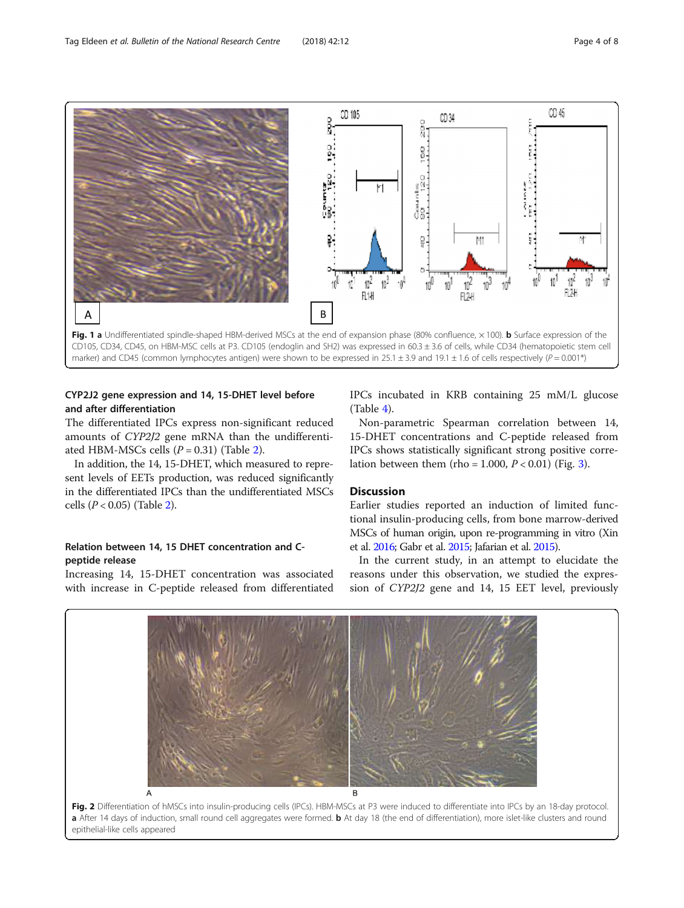Fig. 1 **a** Undifferentiated spindle-shaped HBM-derived MSCs at the end of expansion phase (80% confluence, × 100). **b** Surface expression of the CD105, CD34, CD45, on HBM-MSC cells at P3. CD105 (endoglin and SH2) was expressed in 60.3 ± 3.6 of cells, while CD34 (hematopoietic stem cell marker) and CD45 (common lymphocytes antigen) were shown to be expressed in 25.1 ± 3.9 and 19.1 ± 1.6 of cells respectively ($P = 0.001$*)

### CYP2J2 gene expression and 14, 15-DHET level before and after differentiation

The differentiated IPCs express non-significant reduced amounts of *CYP2J2* gene mRNA than the undifferentiated HBM-MSCs cells ($P = 0.31$) (Table 2).

In addition, the 14, 15-DHET, which measured to represent levels of EETs production, was reduced significantly in the differentiated IPCs than the undifferentiated MSCs cells ($P < 0.05$) (Table 2).

### Relation between 14, 15 DHET concentration and C-peptide release

Increasing 14, 15-DHET concentration was associated with increase in C-peptide released from differentiated IPCs incubated in KRB containing 25 mM/L glucose (Table 4).

Non-parametric Spearman correlation between 14, 15-DHET concentrations and C-peptide released from IPCs shows statistically significant strong positive correlation between them (rho = 1.000, $P < 0.01$) (Fig. 3).

## Discussion

Earlier studies reported an induction of limited functional insulin-producing cells, from bone marrow-derived MSCs of human origin, upon re-programming in vitro (Xin et al. 2016; Gabr et al. 2015; Jafarian et al. 2015).

In the current study, in an attempt to elucidate the reasons under this observation, we studied the expression of *CYP2J2* gene and 14, 15 EET level, previously

Fig. 2 Differentiation of hMSCs into insulin-producing cells (IPCs). HBM-MSCs at P3 were induced to differentiate into IPCs by an 18-day protocol. **a** After 14 days of induction, small round cell aggregates were formed. **b** At day 18 (the end of differentiation), more islet-like clusters and round epithelial-like cells appeared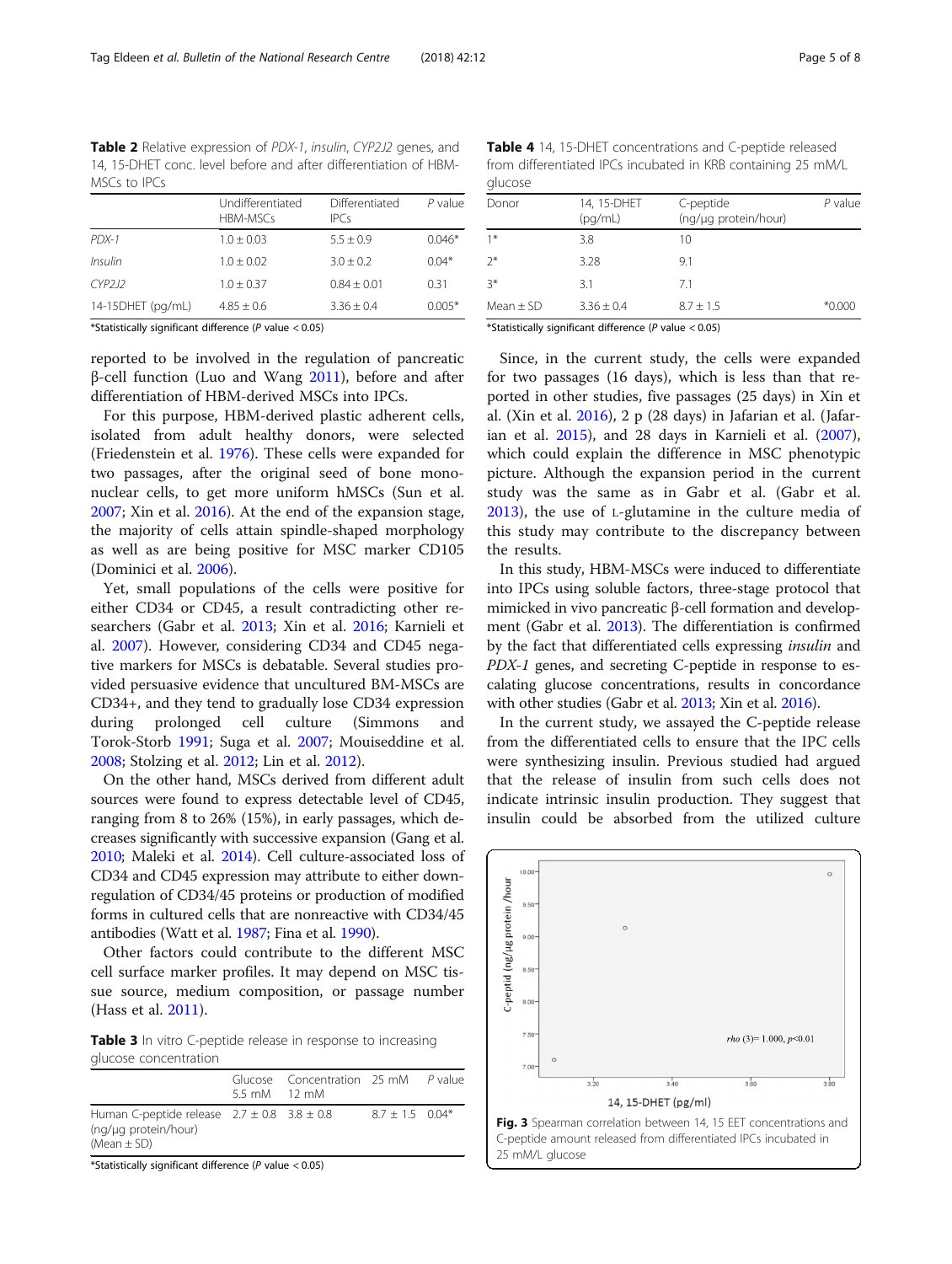**Table 2** Relative expression of *PDX-1*, *insulin*, *CYP2J2* genes, and 14, 15-DHET conc. level before and after differentiation of HBM-MSCs to IPCs

| | Undifferentiated HBM-MSCs | Differentiated IPCs | *P* value |
|---|---|---|---|
| *PDX-1* | 1.0 ± 0.03 | 5.5 ± 0.9 | 0.046* |
| *Insulin* | 1.0 ± 0.02 | 3.0 ± 0.2 | 0.04* |
| *CYP2J2* | 1.0 ± 0.37 | 0.84 ± 0.01 | 0.31 |
| 14-15DHET (pg/mL) | 4.85 ± 0.6 | 3.36 ± 0.4 | 0.005* |

*Statistically significant difference (*P* value < 0.05)

reported to be involved in the regulation of pancreatic β-cell function (Luo and Wang 2011), before and after differentiation of HBM-derived MSCs into IPCs.

For this purpose, HBM-derived plastic adherent cells, isolated from adult healthy donors, were selected (Friedenstein et al. 1976). These cells were expanded for two passages, after the original seed of bone mononuclear cells, to get more uniform hMSCs (Sun et al. 2007; Xin et al. 2016). At the end of the expansion stage, the majority of cells attain spindle-shaped morphology as well as are being positive for MSC marker CD105 (Dominici et al. 2006).

Yet, small populations of the cells were positive for either CD34 or CD45, a result contradicting other researchers (Gabr et al. 2013; Xin et al. 2016; Karnieli et al. 2007). However, considering CD34 and CD45 negative markers for MSCs is debatable. Several studies provided persuasive evidence that uncultured BM-MSCs are CD34+, and they tend to gradually lose CD34 expression during prolonged cell culture (Simmons and Torok-Storb 1991; Suga et al. 2007; Mouiseddine et al. 2008; Stolzing et al. 2012; Lin et al. 2012).

On the other hand, MSCs derived from different adult sources were found to express detectable level of CD45, ranging from 8 to 26% (15%), in early passages, which decreases significantly with successive expansion (Gang et al. 2010; Maleki et al. 2014). Cell culture-associated loss of CD34 and CD45 expression may attribute to either downregulation of CD34/45 proteins or production of modified forms in cultured cells that are nonreactive with CD34/45 antibodies (Watt et al. 1987; Fina et al. 1990).

Other factors could contribute to the different MSC cell surface marker profiles. It may depend on MSC tissue source, medium composition, or passage number (Hass et al. 2011).

**Table 3** In vitro C-peptide release in response to increasing glucose concentration

| | Glucose 5.5 mM | Concentration 12 mM | 25 mM | *P* value |
|---|---|---|---|---|
| Human C-peptide release (ng/μg protein/hour) (Mean ± SD) | 2.7 ± 0.8 | 3.8 ± 0.8 | 8.7 ± 1.5 | 0.04* |

*Statistically significant difference (*P* value < 0.05)

**Table 4** 14, 15-DHET concentrations and C-peptide released from differentiated IPCs incubated in KRB containing 25 mM/L glucose

| Donor | 14, 15-DHET (pg/mL) | C-peptide (ng/μg protein/hour) | *P* value |
|---|---|---|---|
| 1* | 3.8 | 10 | |
| 2* | 3.28 | 9.1 | |
| 3* | 3.1 | 7.1 | |
| Mean ± SD | 3.36 ± 0.4 | 8.7 ± 1.5 | *0.000 |

*Statistically significant difference (*P* value < 0.05)

Since, in the current study, the cells were expanded for two passages (16 days), which is less than that reported in other studies, five passages (25 days) in Xin et al. (Xin et al. 2016), 2 p (28 days) in Jafarian et al. (Jafarian et al. 2015), and 28 days in Karnieli et al. (2007), which could explain the difference in MSC phenotypic picture. Although the expansion period in the current study was the same as in Gabr et al. (Gabr et al. 2013), the use of L-glutamine in the culture media of this study may contribute to the discrepancy between the results.

In this study, HBM-MSCs were induced to differentiate into IPCs using soluble factors, three-stage protocol that mimicked in vivo pancreatic β-cell formation and development (Gabr et al. 2013). The differentiation is confirmed by the fact that differentiated cells expressing *insulin* and *PDX-1* genes, and secreting C-peptide in response to escalating glucose concentrations, results in concordance with other studies (Gabr et al. 2013; Xin et al. 2016).

In the current study, we assayed the C-peptide release from the differentiated cells to ensure that the IPC cells were synthesizing insulin. Previous studied had argued that the release of insulin from such cells does not indicate intrinsic insulin production. They suggest that insulin could be absorbed from the utilized culture

**Fig. 3** Spearman correlation between 14, 15 EET concentrations and C-peptide amount released from differentiated IPCs incubated in 25 mM/L glucose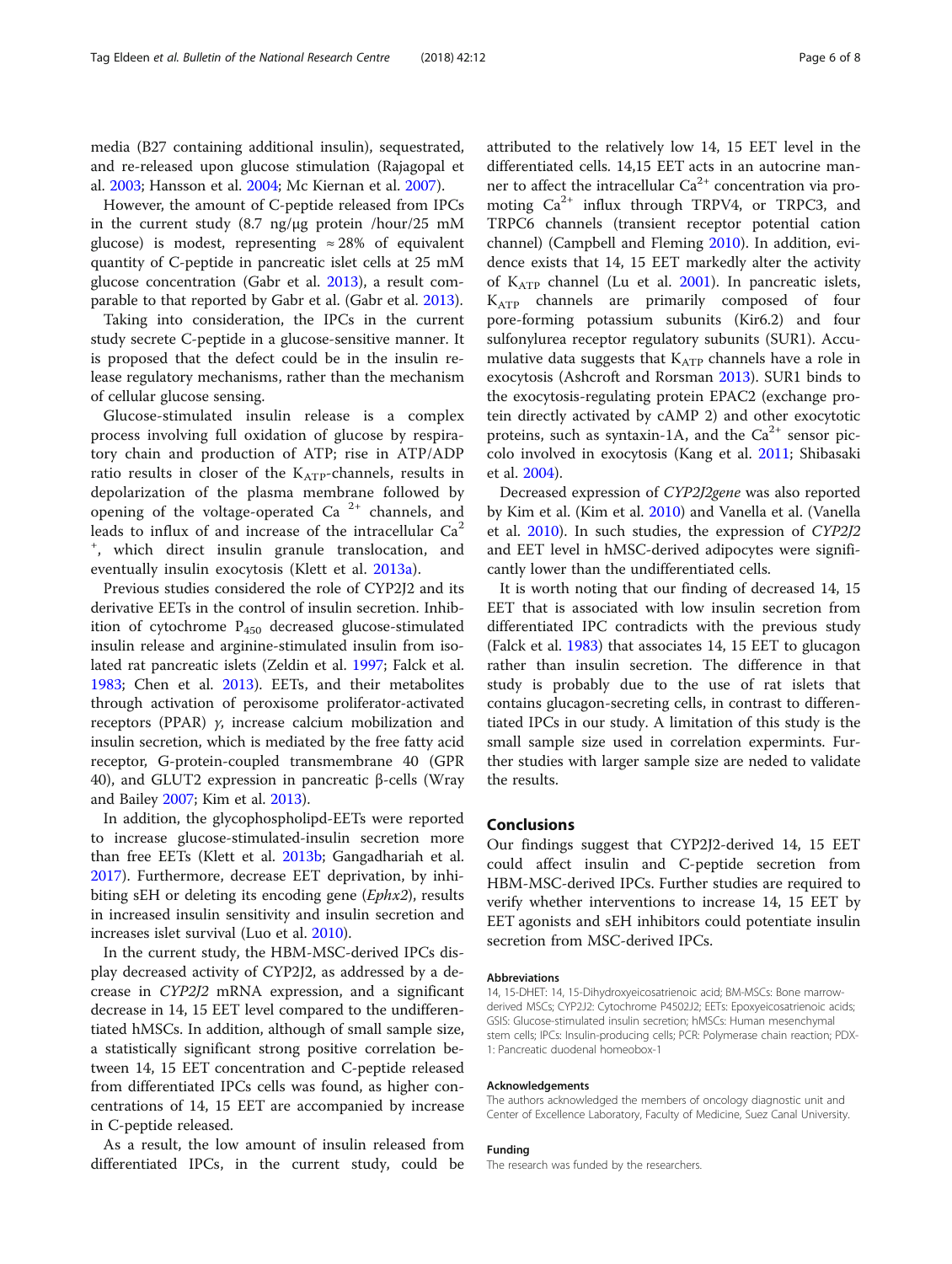media (B27 containing additional insulin), sequestrated, and re-released upon glucose stimulation (Rajagopal et al. 2003; Hansson et al. 2004; Mc Kiernan et al. 2007).

However, the amount of C-peptide released from IPCs in the current study (8.7 ng/μg protein /hour/25 mM glucose) is modest, representing ≈ 28% of equivalent quantity of C-peptide in pancreatic islet cells at 25 mM glucose concentration (Gabr et al. 2013), a result comparable to that reported by Gabr et al. (Gabr et al. 2013).

Taking into consideration, the IPCs in the current study secrete C-peptide in a glucose-sensitive manner. It is proposed that the defect could be in the insulin release regulatory mechanisms, rather than the mechanism of cellular glucose sensing.

Glucose-stimulated insulin release is a complex process involving full oxidation of glucose by respiratory chain and production of ATP; rise in ATP/ADP ratio results in closer of the $K_{ATP}$-channels, results in depolarization of the plasma membrane followed by opening of the voltage-operated $Ca^{2+}$ channels, and leads to influx of and increase of the intracellular $Ca^{2+}$, which direct insulin granule translocation, and eventually insulin exocytosis (Klett et al. 2013a).

Previous studies considered the role of CYP2J2 and its derivative EETs in the control of insulin secretion. Inhibition of cytochrome $P_{450}$ decreased glucose-stimulated insulin release and arginine-stimulated insulin from isolated rat pancreatic islets (Zeldin et al. 1997; Falck et al. 1983; Chen et al. 2013). EETs, and their metabolites through activation of peroxisome proliferator-activated receptors (PPAR) *γ*, increase calcium mobilization and insulin secretion, which is mediated by the free fatty acid receptor, G-protein-coupled transmembrane 40 (GPR 40), and GLUT2 expression in pancreatic β-cells (Wray and Bailey 2007; Kim et al. 2013).

In addition, the glycophospholipd-EETs were reported to increase glucose-stimulated-insulin secretion more than free EETs (Klett et al. 2013b; Gangadhariah et al. 2017). Furthermore, decrease EET deprivation, by inhibiting sEH or deleting its encoding gene (*Ephx2*), results in increased insulin sensitivity and insulin secretion and increases islet survival (Luo et al. 2010).

In the current study, the HBM-MSC-derived IPCs display decreased activity of CYP2J2, as addressed by a decrease in *CYP2J2* mRNA expression, and a significant decrease in 14, 15 EET level compared to the undifferentiated hMSCs. In addition, although of small sample size, a statistically significant strong positive correlation between 14, 15 EET concentration and C-peptide released from differentiated IPCs cells was found, as higher concentrations of 14, 15 EET are accompanied by increase in C-peptide released.

As a result, the low amount of insulin released from differentiated IPCs, in the current study, could be attributed to the relatively low 14, 15 EET level in the differentiated cells. 14,15 EET acts in an autocrine manner to affect the intracellular $Ca^{2+}$ concentration via promoting $Ca^{2+}$ influx through TRPV4, or TRPC3, and TRPC6 channels (transient receptor potential cation channel) (Campbell and Fleming 2010). In addition, evidence exists that 14, 15 EET markedly alter the activity of $K_{ATP}$ channel (Lu et al. 2001). In pancreatic islets, $K_{ATP}$ channels are primarily composed of four pore-forming potassium subunits (Kir6.2) and four sulfonylurea receptor regulatory subunits (SUR1). Accumulative data suggests that $K_{ATP}$ channels have a role in exocytosis (Ashcroft and Rorsman 2013). SUR1 binds to the exocytosis-regulating protein EPAC2 (exchange protein directly activated by cAMP 2) and other exocytotic proteins, such as syntaxin-1A, and the $Ca^{2+}$ sensor piccolo involved in exocytosis (Kang et al. 2011; Shibasaki et al. 2004).

Decreased expression of *CYP2J2gene* was also reported by Kim et al. (Kim et al. 2010) and Vanella et al. (Vanella et al. 2010). In such studies, the expression of *CYP2J2* and EET level in hMSC-derived adipocytes were significantly lower than the undifferentiated cells.

It is worth noting that our finding of decreased 14, 15 EET that is associated with low insulin secretion from differentiated IPC contradicts with the previous study (Falck et al. 1983) that associates 14, 15 EET to glucagon rather than insulin secretion. The difference in that study is probably due to the use of rat islets that contains glucagon-secreting cells, in contrast to differentiated IPCs in our study. A limitation of this study is the small sample size used in correlation expermints. Further studies with larger sample size are neded to validate the results.

## Conclusions

Our findings suggest that CYP2J2-derived 14, 15 EET could affect insulin and C-peptide secretion from HBM-MSC-derived IPCs. Further studies are required to verify whether interventions to increase 14, 15 EET by EET agonists and sEH inhibitors could potentiate insulin secretion from MSC-derived IPCs.

#### Abbreviations

14, 15-DHET: 14, 15-Dihydroxyeicosatrienoic acid; BM-MSCs: Bone marrow-derived MSCs; CYP2J2: Cytochrome P4502J2; EETs: Epoxyeicosatrienoic acids; GSIS: Glucose-stimulated insulin secretion; hMSCs: Human mesenchymal stem cells; IPCs: Insulin-producing cells; PCR: Polymerase chain reaction; PDX-1: Pancreatic duodenal homeobox-1

#### Acknowledgements

The authors acknowledged the members of oncology diagnostic unit and Center of Excellence Laboratory, Faculty of Medicine, Suez Canal University.

#### Funding

The research was funded by the researchers.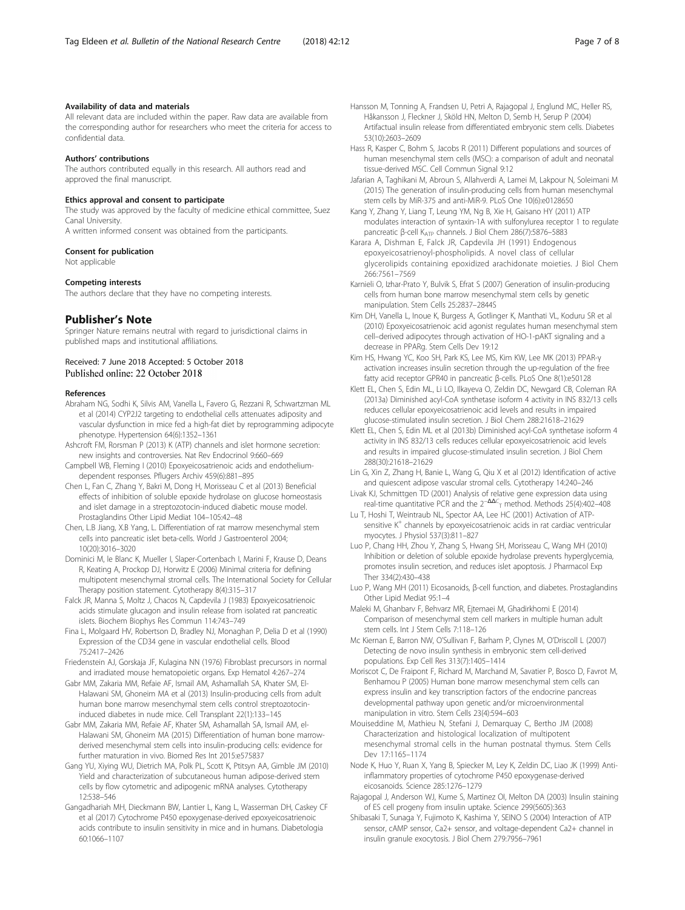#### Availability of data and materials

All relevant data are included within the paper. Raw data are available from the corresponding author for researchers who meet the criteria for access to confidential data.

#### Authors' contributions

The authors contributed equally in this research. All authors read and approved the final manuscript.

#### Ethics approval and consent to participate

The study was approved by the faculty of medicine ethical committee, Suez Canal University.

A written informed consent was obtained from the participants.

#### Consent for publication

Not applicable

#### Competing interests

The authors declare that they have no competing interests.

## Publisher's Note

Springer Nature remains neutral with regard to jurisdictional claims in published maps and institutional affiliations.

Received: 7 June 2018 Accepted: 5 October 2018
Published online: 22 October 2018

#### References

Abraham NG, Sodhi K, Silvis AM, Vanella L, Favero G, Rezzani R, Schwartzman ML et al (2014) CYP2J2 targeting to endothelial cells attenuates adiposity and vascular dysfunction in mice fed a high-fat diet by reprogramming adipocyte phenotype. Hypertension 64(6):1352–1361

Ashcroft FM, Rorsman P (2013) K (ATP) channels and islet hormone secretion: new insights and controversies. Nat Rev Endocrinol 9:660–669

Campbell WB, Fleming I (2010) Epoxyeicosatrienoic acids and endothelium-dependent responses. Pflugers Archiv 459(6):881–895

Chen L, Fan C, Zhang Y, Bakri M, Dong H, Morisseau C et al (2013) Beneficial effects of inhibition of soluble epoxide hydrolase on glucose homeostasis and islet damage in a streptozotocin-induced diabetic mouse model. Prostaglandins Other Lipid Mediat 104–105:42–48

Chen, L.B Jiang, X.B Yang, L. Differentiation of rat marrow mesenchymal stem cells into pancreatic islet beta-cells. World J Gastroenterol 2004; 10(20):3016–3020

Dominici M, le Blanc K, Mueller I, Slaper-Cortenbach I, Marini F, Krause D, Deans R, Keating A, Prockop DJ, Horwitz E (2006) Minimal criteria for defining multipotent mesenchymal stromal cells. The International Society for Cellular Therapy position statement. Cytotherapy 8(4):315–317

Falck JR, Manna S, Moltz J, Chacos N, Capdevila J (1983) Epoxyeicosatrienoic acids stimulate glucagon and insulin release from isolated rat pancreatic islets. Biochem Biophys Res Commun 114:743–749

Fina L, Molgaard HV, Robertson D, Bradley NJ, Monaghan P, Delia D et al (1990) Expression of the CD34 gene in vascular endothelial cells. Blood 75:2417–2426

Friedenstein AJ, Gorskaja JF, Kulagina NN (1976) Fibroblast precursors in normal and irradiated mouse hematopoietic organs. Exp Hematol 4:267–274

Gabr MM, Zakaria MM, Refaie AF, Ismail AM, Ashamallah SA, Khater SM, El-Halawani SM, Ghoneim MA et al (2013) Insulin-producing cells from adult human bone marrow mesenchymal stem cells control streptozotocin-induced diabetes in nude mice. Cell Transplant 22(1):133–145

Gabr MM, Zakaria MM, Refaie AF, Khater SM, Ashamallah SA, Ismail AM, el-Halawani SM, Ghoneim MA (2015) Differentiation of human bone marrow-derived mesenchymal stem cells into insulin-producing cells: evidence for further maturation in vivo. Biomed Res Int 2015:e575837

Gang YU, Xiying WU, Dietrich MA, Polk PL, Scott K, Ptitsyn AA, Gimble JM (2010) Yield and characterization of subcutaneous human adipose-derived stem cells by flow cytometric and adipogenic mRNA analyses. Cytotherapy 12:538–546

Gangadhariah MH, Dieckmann BW, Lantier L, Kang L, Wasserman DH, Caskey CF et al (2017) Cytochrome P450 epoxygenase-derived epoxyeicosatrienoic acids contribute to insulin sensitivity in mice and in humans. Diabetologia 60:1066–1107

Hansson M, Tonning A, Frandsen U, Petri A, Rajagopal J, Englund MC, Heller RS, Håkansson J, Fleckner J, Sköld HN, Melton D, Semb H, Serup P (2004) Artifactual insulin release from differentiated embryonic stem cells. Diabetes 53(10):2603–2609

Hass R, Kasper C, Bohm S, Jacobs R (2011) Different populations and sources of human mesenchymal stem cells (MSC): a comparison of adult and neonatal tissue-derived MSC. Cell Commun Signal 9:12

Jafarian A, Taghikani M, Abroun S, Allahverdi A, Lamei M, Lakpour N, Soleimani M (2015) The generation of insulin-producing cells from human mesenchymal stem cells by MiR-375 and anti-MiR-9. PLoS One 10(6):e0128650

Kang Y, Zhang Y, Liang T, Leung YM, Ng B, Xie H, Gaisano HY (2011) ATP modulates interaction of syntaxin-1A with sulfonylurea receptor 1 to regulate pancreatic β-cell $K_{ATP}$ channels. J Biol Chem 286(7):5876–5883

Karara A, Dishman E, Falck JR, Capdevila JH (1991) Endogenous epoxyeicosatrienoyl-phospholipids. A novel class of cellular glycerolipids containing epoxidized arachidonate moieties. J Biol Chem 266:7561–7569

Karnieli O, Izhar-Prato Y, Bulvik S, Efrat S (2007) Generation of insulin-producing cells from human bone marrow mesenchymal stem cells by genetic manipulation. Stem Cells 25:2837–2844S

Kim DH, Vanella L, Inoue K, Burgess A, Gotlinger K, Manthati VL, Koduru SR et al (2010) Epoxyeicosatrienoic acid agonist regulates human mesenchymal stem cell–derived adipocytes through activation of HO-1-pAKT signaling and a decrease in PPARg. Stem Cells Dev 19:12

Kim HS, Hwang YC, Koo SH, Park KS, Lee MS, Kim KW, Lee MK (2013) PPAR-γ activation increases insulin secretion through the up-regulation of the free fatty acid receptor GPR40 in pancreatic β-cells. PLoS One 8(1):e50128

Klett EL, Chen S, Edin ML, Li LO, Ilkayeva O, Zeldin DC, Newgard CB, Coleman RA (2013a) Diminished acyl-CoA synthetase isoform 4 activity in INS 832/13 cells reduces cellular epoxyeicosatrienoic acid levels and results in impaired glucose-stimulated insulin secretion. J Biol Chem 288:21618–21629

Klett EL, Chen S, Edin ML et al (2013b) Diminished acyl-CoA synthetase isoform 4 activity in INS 832/13 cells reduces cellular epoxyeicosatrienoic acid levels and results in impaired glucose-stimulated insulin secretion. J Biol Chem 288(30):21618–21629

Lin G, Xin Z, Zhang H, Banie L, Wang G, Qiu X et al (2012) Identification of active and quiescent adipose vascular stromal cells. Cytotherapy 14:240–246

Livak KJ, Schmittgen TD (2001) Analysis of relative gene expression data using real-time quantitative PCR and the $2^{-\Delta\Delta C_T}$ method. Methods 25(4):402–408

Lu T, Hoshi T, Weintraub NL, Spector AA, Lee HC (2001) Activation of ATP-sensitive $K^+$ channels by epoxyeicosatrienoic acids in rat cardiac ventricular myocytes. J Physiol 537(3):811–827

Luo P, Chang HH, Zhou Y, Zhang S, Hwang SH, Morisseau C, Wang MH (2010) Inhibition or deletion of soluble epoxide hydrolase prevents hyperglycemia, promotes insulin secretion, and reduces islet apoptosis. J Pharmacol Exp Ther 334(2):430–438

Luo P, Wang MH (2011) Eicosanoids, β-cell function, and diabetes. Prostaglandins Other Lipid Mediat 95:1–4

Maleki M, Ghanbarv F, Behvarz MR, Ejtemaei M, Ghadirkhomi E (2014) Comparison of mesenchymal stem cell markers in multiple human adult stem cells. Int J Stem Cells 7:118–126

Mc Kiernan E, Barron NW, O'Sullivan F, Barham P, Clynes M, O'Driscoll L (2007) Detecting de novo insulin synthesis in embryonic stem cell-derived populations. Exp Cell Res 313(7):1405–1414

Moriscot C, De Fraipont F, Richard M, Marchand M, Savatier P, Bosco D, Favrot M, Benhamou P (2005) Human bone marrow mesenchymal stem cells can express insulin and key transcription factors of the endocrine pancreas developmental pathway upon genetic and/or microenvironmental manipulation in vitro. Stem Cells 23(4):594–603

Mouiseddine M, Mathieu N, Stefani J, Demarquay C, Bertho JM (2008) Characterization and histological localization of multipotent mesenchymal stromal cells in the human postnatal thymus. Stem Cells Dev 17:1165–1174

Node K, Huo Y, Ruan X, Yang B, Spiecker M, Ley K, Zeldin DC, Liao JK (1999) Anti-inflammatory properties of cytochrome P450 epoxygenase-derived eicosanoids. Science 285:1276–1279

Rajagopal J, Anderson WJ, Kume S, Martinez OI, Melton DA (2003) Insulin staining of ES cell progeny from insulin uptake. Science 299(5605):363

Shibasaki T, Sunaga Y, Fujimoto K, Kashima Y, SEINO S (2004) Interaction of ATP sensor, cAMP sensor, Ca2+ sensor, and voltage-dependent Ca2+ channel in insulin granule exocytosis. J Biol Chem 279:7956–7961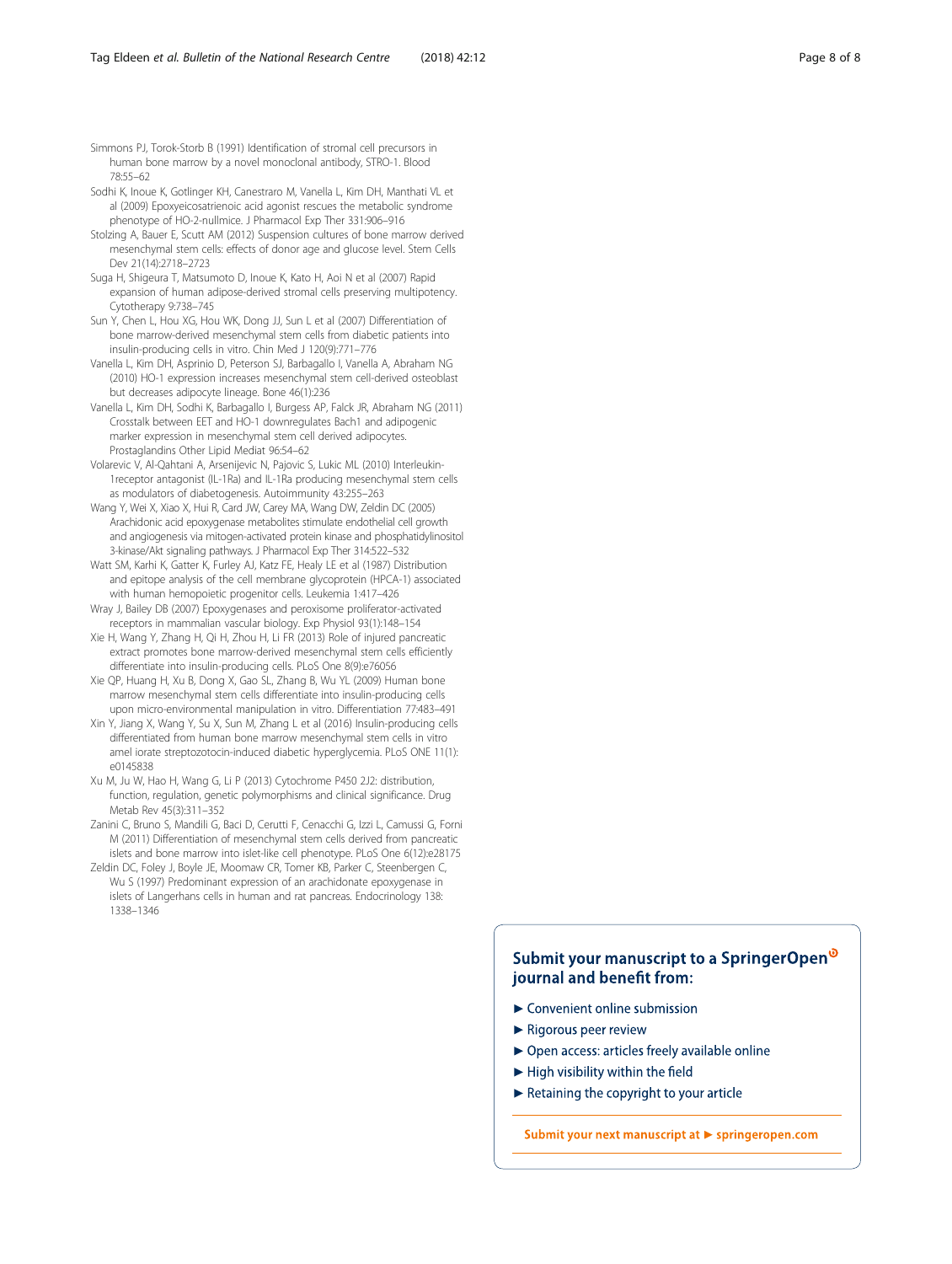Simmons PJ, Torok-Storb B (1991) Identification of stromal cell precursors in human bone marrow by a novel monoclonal antibody, STRO-1. Blood 78:55–62

Sodhi K, Inoue K, Gotlinger KH, Canestraro M, Vanella L, Kim DH, Manthati VL et al (2009) Epoxyeicosatrienoic acid agonist rescues the metabolic syndrome phenotype of HO-2-nullmice. J Pharmacol Exp Ther 331:906–916

Stolzing A, Bauer E, Scutt AM (2012) Suspension cultures of bone marrow derived mesenchymal stem cells: effects of donor age and glucose level. Stem Cells Dev 21(14):2718–2723

Suga H, Shigeura T, Matsumoto D, Inoue K, Kato H, Aoi N et al (2007) Rapid expansion of human adipose-derived stromal cells preserving multipotency. Cytotherapy 9:738–745

Sun Y, Chen L, Hou XG, Hou WK, Dong JJ, Sun L et al (2007) Differentiation of bone marrow-derived mesenchymal stem cells from diabetic patients into insulin-producing cells in vitro. Chin Med J 120(9):771–776

Vanella L, Kim DH, Asprinio D, Peterson SJ, Barbagallo I, Vanella A, Abraham NG (2010) HO-1 expression increases mesenchymal stem cell-derived osteoblast but decreases adipocyte lineage. Bone 46(1):236

Vanella L, Kim DH, Sodhi K, Barbagallo I, Burgess AP, Falck JR, Abraham NG (2011) Crosstalk between EET and HO-1 downregulates Bach1 and adipogenic marker expression in mesenchymal stem cell derived adipocytes. Prostaglandins Other Lipid Mediat 96:54–62

Volarevic V, Al-Qahtani A, Arsenijevic N, Pajovic S, Lukic ML (2010) Interleukin-1receptor antagonist (IL-1Ra) and IL-1Ra producing mesenchymal stem cells as modulators of diabetogenesis. Autoimmunity 43:255–263

Wang Y, Wei X, Xiao X, Hui R, Card JW, Carey MA, Wang DW, Zeldin DC (2005) Arachidonic acid epoxygenase metabolites stimulate endothelial cell growth and angiogenesis via mitogen-activated protein kinase and phosphatidylinositol 3-kinase/Akt signaling pathways. J Pharmacol Exp Ther 314:522–532

Watt SM, Karhi K, Gatter K, Furley AJ, Katz FE, Healy LE et al (1987) Distribution and epitope analysis of the cell membrane glycoprotein (HPCA-1) associated with human hemopoietic progenitor cells. Leukemia 1:417–426

Wray J, Bailey DB (2007) Epoxygenases and peroxisome proliferator-activated receptors in mammalian vascular biology. Exp Physiol 93(1):148–154

Xie H, Wang Y, Zhang H, Qi H, Zhou H, Li FR (2013) Role of injured pancreatic extract promotes bone marrow-derived mesenchymal stem cells efficiently differentiate into insulin-producing cells. PLoS One 8(9):e76056

Xie QP, Huang H, Xu B, Dong X, Gao SL, Zhang B, Wu YL (2009) Human bone marrow mesenchymal stem cells differentiate into insulin-producing cells upon micro-environmental manipulation in vitro. Differentiation 77:483–491

Xin Y, Jiang X, Wang Y, Su X, Sun M, Zhang L et al (2016) Insulin-producing cells differentiated from human bone marrow mesenchymal stem cells in vitro amel iorate streptozotocin-induced diabetic hyperglycemia. PLoS ONE 11(1): e0145838

Xu M, Ju W, Hao H, Wang G, Li P (2013) Cytochrome P450 2J2: distribution, function, regulation, genetic polymorphisms and clinical significance. Drug Metab Rev 45(3):311–352

Zanini C, Bruno S, Mandili G, Baci D, Cerutti F, Cenacchi G, Izzi L, Camussi G, Forni M (2011) Differentiation of mesenchymal stem cells derived from pancreatic islets and bone marrow into islet-like cell phenotype. PLoS One 6(12):e28175

Zeldin DC, Foley J, Boyle JE, Moomaw CR, Tomer KB, Parker C, Steenbergen C, Wu S (1997) Predominant expression of an arachidonate epoxygenase in islets of Langerhans cells in human and rat pancreas. Endocrinology 138: 1338–1346